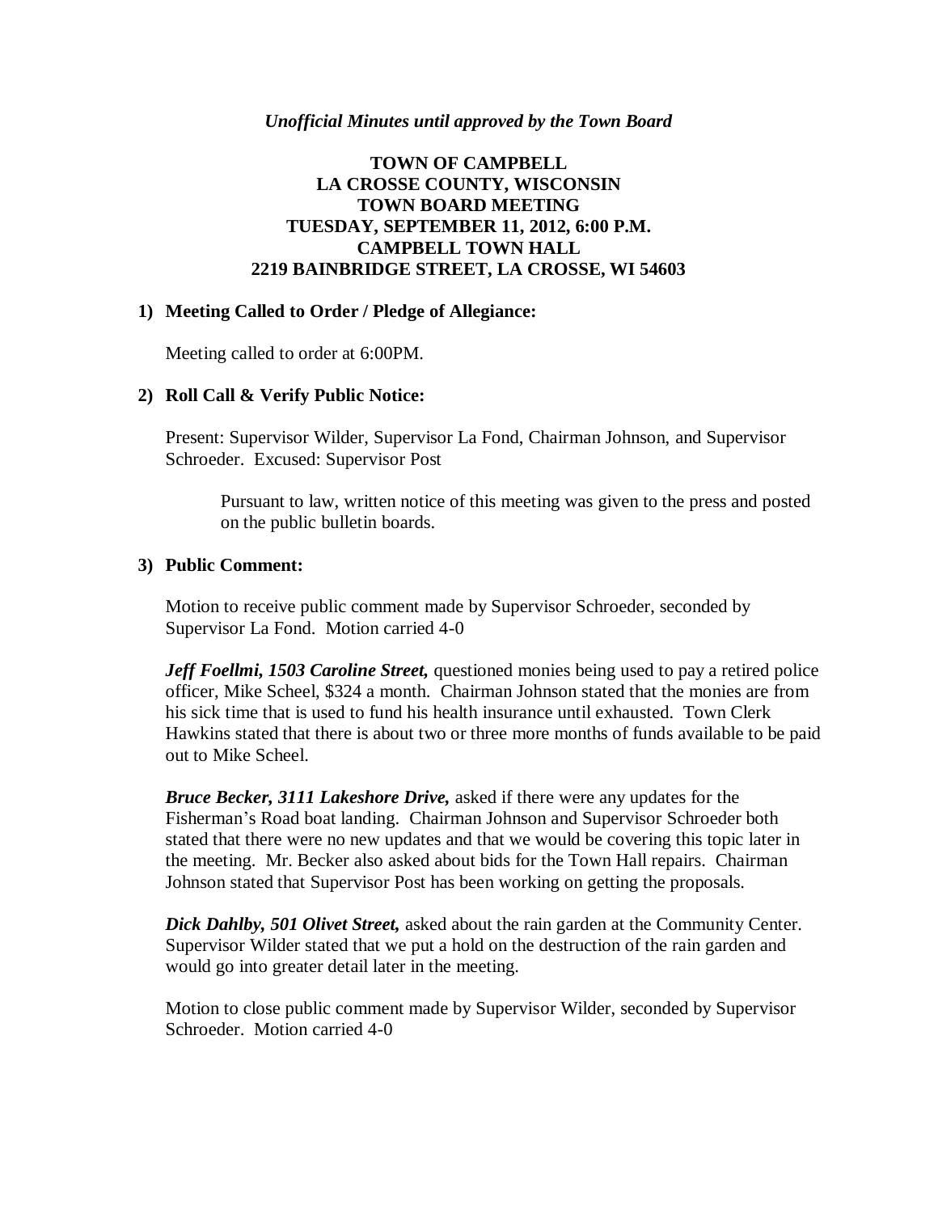*Unofficial Minutes until approved by the Town Board*

# TOWN OF CAMPBELL
# LA CROSSE COUNTY, WISCONSIN
# TOWN BOARD MEETING
# TUESDAY, SEPTEMBER 11, 2012, 6:00 P.M.
# CAMPBELL TOWN HALL
# 2219 BAINBRIDGE STREET, LA CROSSE, WI 54603

## 1) Meeting Called to Order / Pledge of Allegiance:

Meeting called to order at 6:00PM.

## 2) Roll Call & Verify Public Notice:

Present: Supervisor Wilder, Supervisor La Fond, Chairman Johnson, and Supervisor Schroeder. Excused: Supervisor Post

Pursuant to law, written notice of this meeting was given to the press and posted on the public bulletin boards.

## 3) Public Comment:

Motion to receive public comment made by Supervisor Schroeder, seconded by Supervisor La Fond. Motion carried 4-0

***Jeff Foellmi, 1503 Caroline Street,*** questioned monies being used to pay a retired police officer, Mike Scheel, $324 a month. Chairman Johnson stated that the monies are from his sick time that is used to fund his health insurance until exhausted. Town Clerk Hawkins stated that there is about two or three more months of funds available to be paid out to Mike Scheel.

***Bruce Becker, 3111 Lakeshore Drive,*** asked if there were any updates for the Fisherman's Road boat landing. Chairman Johnson and Supervisor Schroeder both stated that there were no new updates and that we would be covering this topic later in the meeting. Mr. Becker also asked about bids for the Town Hall repairs. Chairman Johnson stated that Supervisor Post has been working on getting the proposals.

***Dick Dahlby, 501 Olivet Street,*** asked about the rain garden at the Community Center. Supervisor Wilder stated that we put a hold on the destruction of the rain garden and would go into greater detail later in the meeting.

Motion to close public comment made by Supervisor Wilder, seconded by Supervisor Schroeder. Motion carried 4-0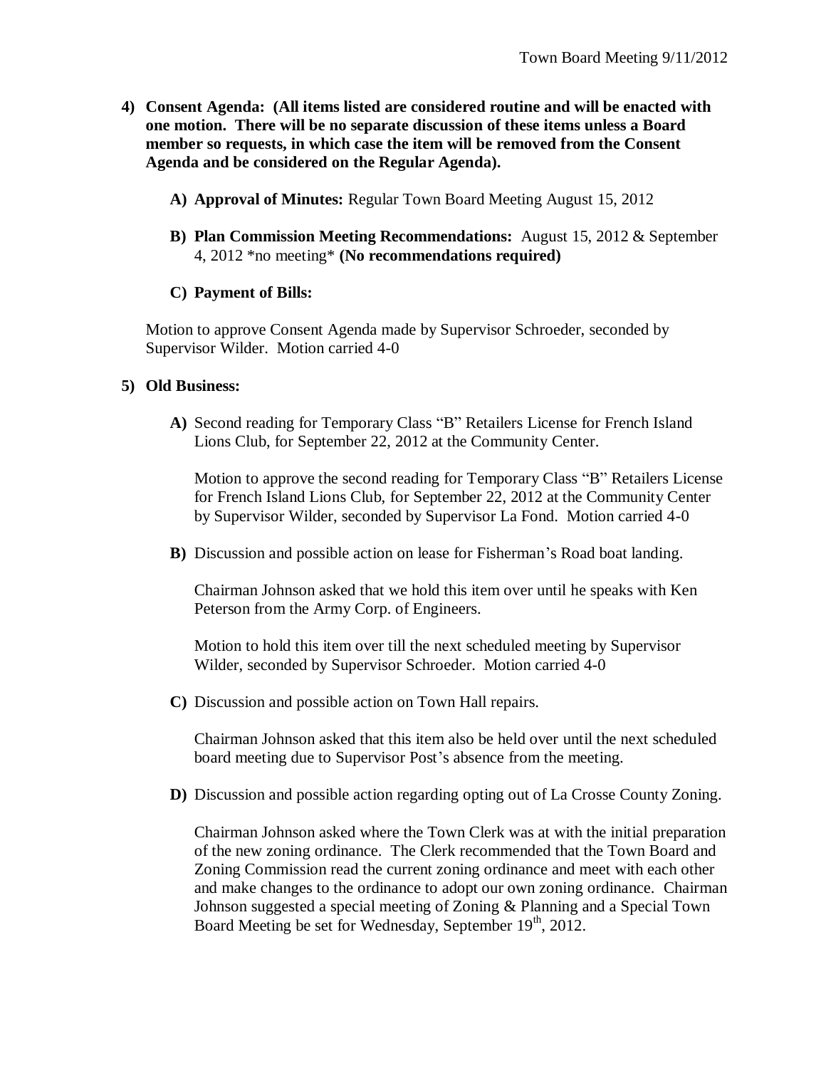4) **Consent Agenda: (All items listed are considered routine and will be enacted with one motion. There will be no separate discussion of these items unless a Board member so requests, in which case the item will be removed from the Consent Agenda and be considered on the Regular Agenda).**

   A) **Approval of Minutes:** Regular Town Board Meeting August 15, 2012

   B) **Plan Commission Meeting Recommendations:** August 15, 2012 & September 4, 2012 *no meeting* **(No recommendations required)**

   C) **Payment of Bills:**

   Motion to approve Consent Agenda made by Supervisor Schroeder, seconded by Supervisor Wilder. Motion carried 4-0

5) **Old Business:**

   A) Second reading for Temporary Class "B" Retailers License for French Island Lions Club, for September 22, 2012 at the Community Center.

   Motion to approve the second reading for Temporary Class "B" Retailers License for French Island Lions Club, for September 22, 2012 at the Community Center by Supervisor Wilder, seconded by Supervisor La Fond. Motion carried 4-0

   B) Discussion and possible action on lease for Fisherman's Road boat landing.

   Chairman Johnson asked that we hold this item over until he speaks with Ken Peterson from the Army Corp. of Engineers.

   Motion to hold this item over till the next scheduled meeting by Supervisor Wilder, seconded by Supervisor Schroeder. Motion carried 4-0

   C) Discussion and possible action on Town Hall repairs.

   Chairman Johnson asked that this item also be held over until the next scheduled board meeting due to Supervisor Post's absence from the meeting.

   D) Discussion and possible action regarding opting out of La Crosse County Zoning.

   Chairman Johnson asked where the Town Clerk was at with the initial preparation of the new zoning ordinance. The Clerk recommended that the Town Board and Zoning Commission read the current zoning ordinance and meet with each other and make changes to the ordinance to adopt our own zoning ordinance. Chairman Johnson suggested a special meeting of Zoning & Planning and a Special Town Board Meeting be set for Wednesday, September 19th, 2012.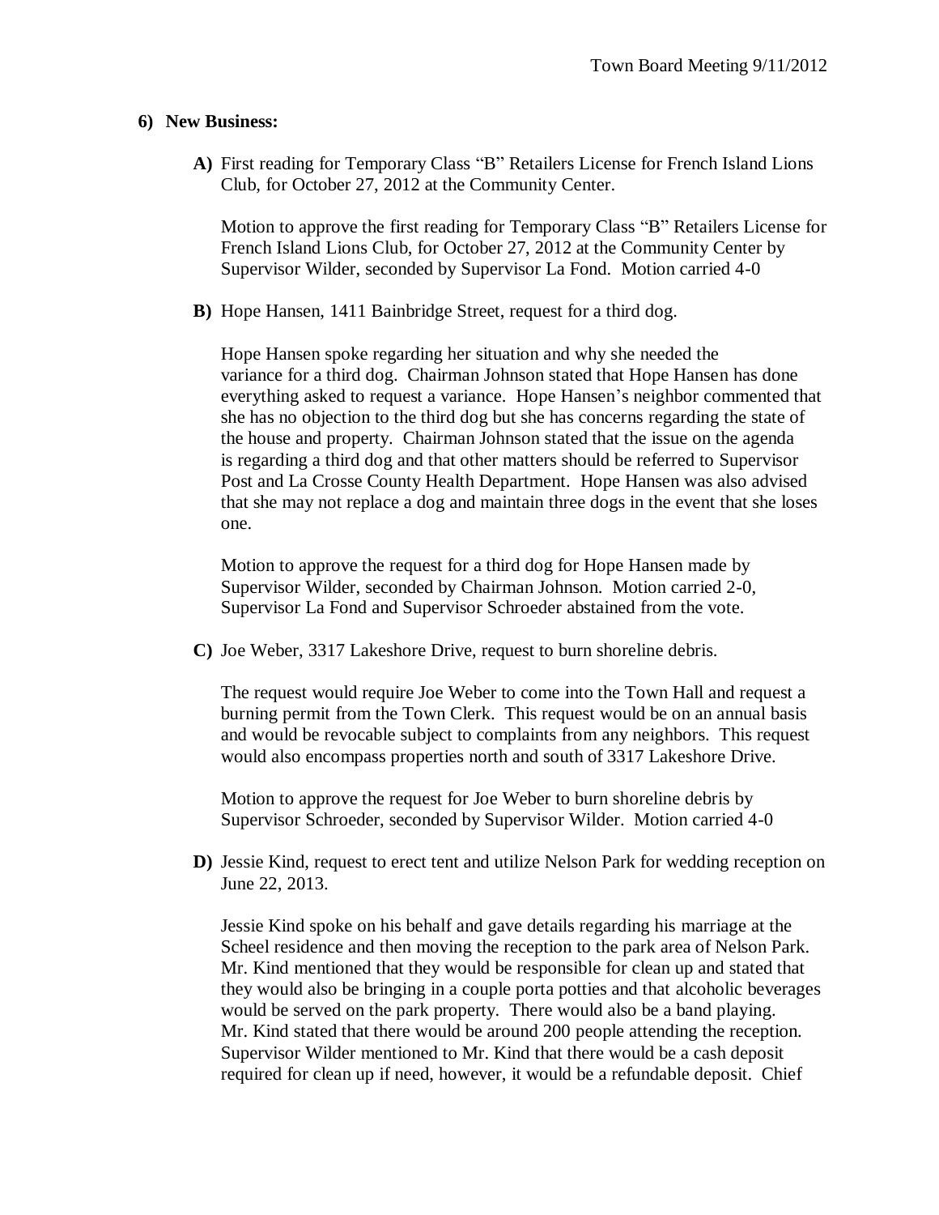## 6) New Business:

**A)** First reading for Temporary Class "B" Retailers License for French Island Lions Club, for October 27, 2012 at the Community Center.

Motion to approve the first reading for Temporary Class "B" Retailers License for French Island Lions Club, for October 27, 2012 at the Community Center by Supervisor Wilder, seconded by Supervisor La Fond. Motion carried 4-0

**B)** Hope Hansen, 1411 Bainbridge Street, request for a third dog.

Hope Hansen spoke regarding her situation and why she needed the variance for a third dog. Chairman Johnson stated that Hope Hansen has done everything asked to request a variance. Hope Hansen's neighbor commented that she has no objection to the third dog but she has concerns regarding the state of the house and property. Chairman Johnson stated that the issue on the agenda is regarding a third dog and that other matters should be referred to Supervisor Post and La Crosse County Health Department. Hope Hansen was also advised that she may not replace a dog and maintain three dogs in the event that she loses one.

Motion to approve the request for a third dog for Hope Hansen made by Supervisor Wilder, seconded by Chairman Johnson. Motion carried 2-0, Supervisor La Fond and Supervisor Schroeder abstained from the vote.

**C)** Joe Weber, 3317 Lakeshore Drive, request to burn shoreline debris.

The request would require Joe Weber to come into the Town Hall and request a burning permit from the Town Clerk. This request would be on an annual basis and would be revocable subject to complaints from any neighbors. This request would also encompass properties north and south of 3317 Lakeshore Drive.

Motion to approve the request for Joe Weber to burn shoreline debris by Supervisor Schroeder, seconded by Supervisor Wilder. Motion carried 4-0

**D)** Jessie Kind, request to erect tent and utilize Nelson Park for wedding reception on June 22, 2013.

Jessie Kind spoke on his behalf and gave details regarding his marriage at the Scheel residence and then moving the reception to the park area of Nelson Park. Mr. Kind mentioned that they would be responsible for clean up and stated that they would also be bringing in a couple porta potties and that alcoholic beverages would be served on the park property. There would also be a band playing. Mr. Kind stated that there would be around 200 people attending the reception. Supervisor Wilder mentioned to Mr. Kind that there would be a cash deposit required for clean up if need, however, it would be a refundable deposit. Chief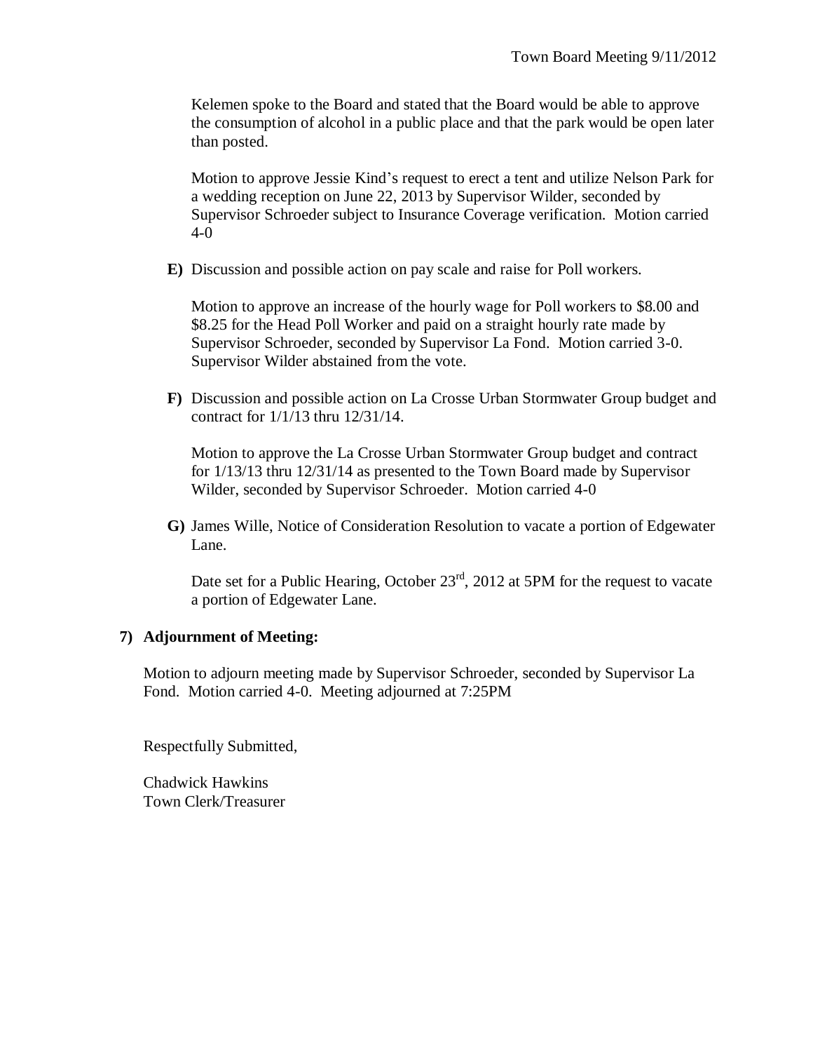Kelemen spoke to the Board and stated that the Board would be able to approve the consumption of alcohol in a public place and that the park would be open later than posted.

Motion to approve Jessie Kind's request to erect a tent and utilize Nelson Park for a wedding reception on June 22, 2013 by Supervisor Wilder, seconded by Supervisor Schroeder subject to Insurance Coverage verification. Motion carried 4-0

**E)** Discussion and possible action on pay scale and raise for Poll workers.

Motion to approve an increase of the hourly wage for Poll workers to $8.00 and $8.25 for the Head Poll Worker and paid on a straight hourly rate made by Supervisor Schroeder, seconded by Supervisor La Fond. Motion carried 3-0. Supervisor Wilder abstained from the vote.

**F)** Discussion and possible action on La Crosse Urban Stormwater Group budget and contract for 1/1/13 thru 12/31/14.

Motion to approve the La Crosse Urban Stormwater Group budget and contract for 1/13/13 thru 12/31/14 as presented to the Town Board made by Supervisor Wilder, seconded by Supervisor Schroeder. Motion carried 4-0

**G)** James Wille, Notice of Consideration Resolution to vacate a portion of Edgewater Lane.

Date set for a Public Hearing, October 23rd, 2012 at 5PM for the request to vacate a portion of Edgewater Lane.

## 7) Adjournment of Meeting:

Motion to adjourn meeting made by Supervisor Schroeder, seconded by Supervisor La Fond. Motion carried 4-0. Meeting adjourned at 7:25PM

Respectfully Submitted,

Chadwick Hawkins
Town Clerk/Treasurer